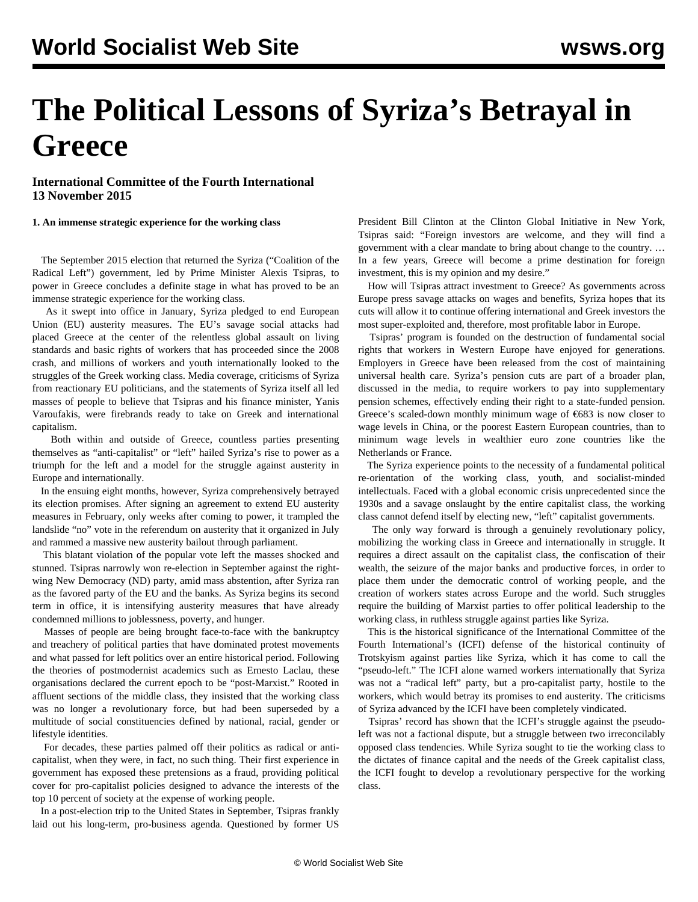# The Political Lessons of Syriza's Betrayal in Greece

**International Committee of the Fourth International**
**13 November 2015**

**1. An immense strategic experience for the working class**

The September 2015 election that returned the Syriza ("Coalition of the Radical Left") government, led by Prime Minister Alexis Tsipras, to power in Greece concludes a definite stage in what has proved to be an immense strategic experience for the working class.

As it swept into office in January, Syriza pledged to end European Union (EU) austerity measures. The EU's savage social attacks had placed Greece at the center of the relentless global assault on living standards and basic rights of workers that has proceeded since the 2008 crash, and millions of workers and youth internationally looked to the struggles of the Greek working class. Media coverage, criticisms of Syriza from reactionary EU politicians, and the statements of Syriza itself all led masses of people to believe that Tsipras and his finance minister, Yanis Varoufakis, were firebrands ready to take on Greek and international capitalism.

Both within and outside of Greece, countless parties presenting themselves as "anti-capitalist" or "left" hailed Syriza's rise to power as a triumph for the left and a model for the struggle against austerity in Europe and internationally.

In the ensuing eight months, however, Syriza comprehensively betrayed its election promises. After signing an agreement to extend EU austerity measures in February, only weeks after coming to power, it trampled the landslide "no" vote in the referendum on austerity that it organized in July and rammed a massive new austerity bailout through parliament.

This blatant violation of the popular vote left the masses shocked and stunned. Tsipras narrowly won re-election in September against the right-wing New Democracy (ND) party, amid mass abstention, after Syriza ran as the favored party of the EU and the banks. As Syriza begins its second term in office, it is intensifying austerity measures that have already condemned millions to joblessness, poverty, and hunger.

Masses of people are being brought face-to-face with the bankruptcy and treachery of political parties that have dominated protest movements and what passed for left politics over an entire historical period. Following the theories of postmodernist academics such as Ernesto Laclau, these organisations declared the current epoch to be "post-Marxist." Rooted in affluent sections of the middle class, they insisted that the working class was no longer a revolutionary force, but had been superseded by a multitude of social constituencies defined by national, racial, gender or lifestyle identities.

For decades, these parties palmed off their politics as radical or anti-capitalist, when they were, in fact, no such thing. Their first experience in government has exposed these pretensions as a fraud, providing political cover for pro-capitalist policies designed to advance the interests of the top 10 percent of society at the expense of working people.

In a post-election trip to the United States in September, Tsipras frankly laid out his long-term, pro-business agenda. Questioned by former US President Bill Clinton at the Clinton Global Initiative in New York, Tsipras said: "Foreign investors are welcome, and they will find a government with a clear mandate to bring about change to the country. … In a few years, Greece will become a prime destination for foreign investment, this is my opinion and my desire."

How will Tsipras attract investment to Greece? As governments across Europe press savage attacks on wages and benefits, Syriza hopes that its cuts will allow it to continue offering international and Greek investors the most super-exploited and, therefore, most profitable labor in Europe.

Tsipras' program is founded on the destruction of fundamental social rights that workers in Western Europe have enjoyed for generations. Employers in Greece have been released from the cost of maintaining universal health care. Syriza's pension cuts are part of a broader plan, discussed in the media, to require workers to pay into supplementary pension schemes, effectively ending their right to a state-funded pension. Greece's scaled-down monthly minimum wage of €683 is now closer to wage levels in China, or the poorest Eastern European countries, than to minimum wage levels in wealthier euro zone countries like the Netherlands or France.

The Syriza experience points to the necessity of a fundamental political re-orientation of the working class, youth, and socialist-minded intellectuals. Faced with a global economic crisis unprecedented since the 1930s and a savage onslaught by the entire capitalist class, the working class cannot defend itself by electing new, "left" capitalist governments.

The only way forward is through a genuinely revolutionary policy, mobilizing the working class in Greece and internationally in struggle. It requires a direct assault on the capitalist class, the confiscation of their wealth, the seizure of the major banks and productive forces, in order to place them under the democratic control of working people, and the creation of workers states across Europe and the world. Such struggles require the building of Marxist parties to offer political leadership to the working class, in ruthless struggle against parties like Syriza.

This is the historical significance of the International Committee of the Fourth International's (ICFI) defense of the historical continuity of Trotskyism against parties like Syriza, which it has come to call the "pseudo-left." The ICFI alone warned workers internationally that Syriza was not a "radical left" party, but a pro-capitalist party, hostile to the workers, which would betray its promises to end austerity. The criticisms of Syriza advanced by the ICFI have been completely vindicated.

Tsipras' record has shown that the ICFI's struggle against the pseudo-left was not a factional dispute, but a struggle between two irreconcilably opposed class tendencies. While Syriza sought to tie the working class to the dictates of finance capital and the needs of the Greek capitalist class, the ICFI fought to develop a revolutionary perspective for the working class.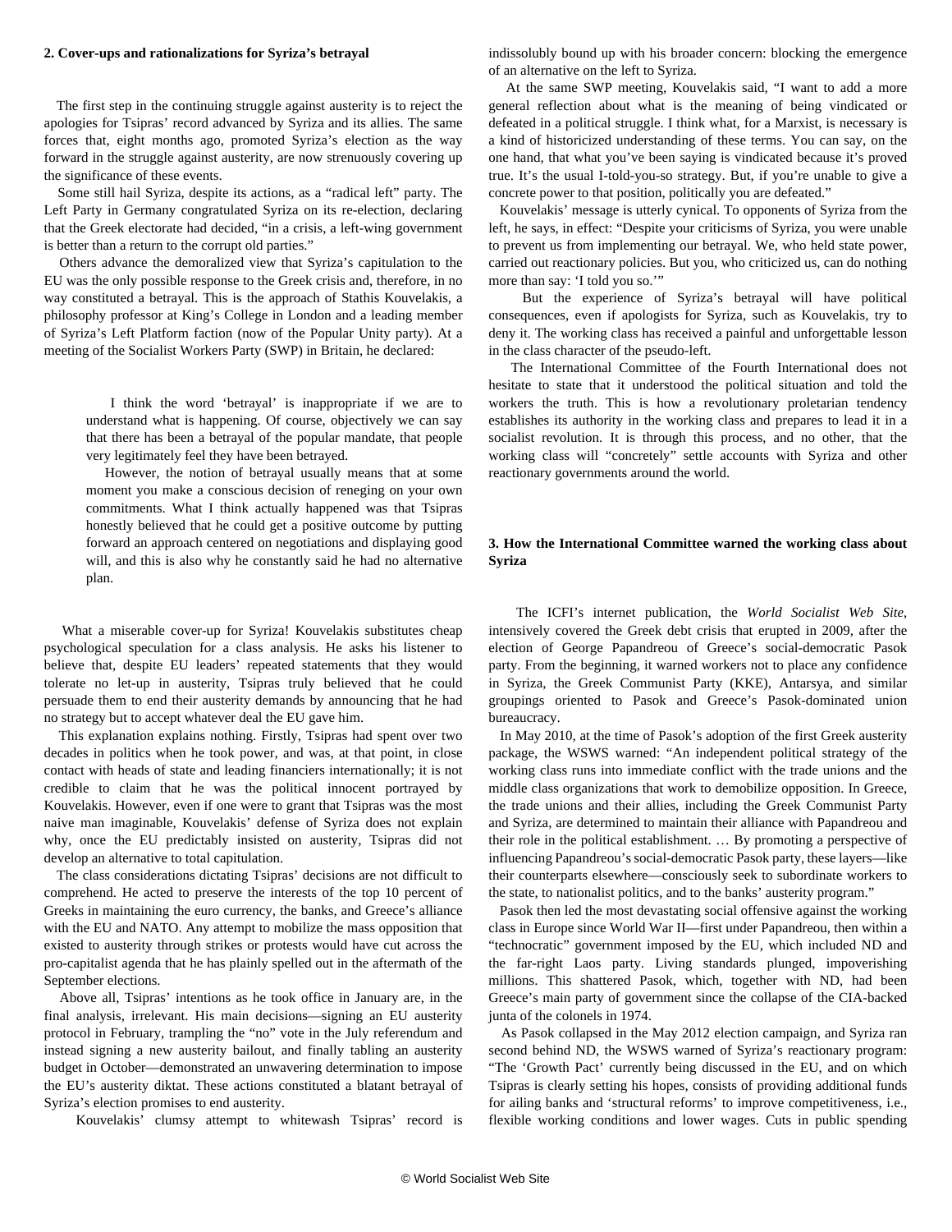**2. Cover-ups and rationalizations for Syriza's betrayal**

The first step in the continuing struggle against austerity is to reject the apologies for Tsipras' record advanced by Syriza and its allies. The same forces that, eight months ago, promoted Syriza's election as the way forward in the struggle against austerity, are now strenuously covering up the significance of these events.

Some still hail Syriza, despite its actions, as a "radical left" party. The Left Party in Germany congratulated Syriza on its re-election, declaring that the Greek electorate had decided, "in a crisis, a left-wing government is better than a return to the corrupt old parties."

Others advance the demoralized view that Syriza's capitulation to the EU was the only possible response to the Greek crisis and, therefore, in no way constituted a betrayal. This is the approach of Stathis Kouvelakis, a philosophy professor at King's College in London and a leading member of Syriza's Left Platform faction (now of the Popular Unity party). At a meeting of the Socialist Workers Party (SWP) in Britain, he declared:

> I think the word 'betrayal' is inappropriate if we are to understand what is happening. Of course, objectively we can say that there has been a betrayal of the popular mandate, that people very legitimately feel they have been betrayed.
>
> However, the notion of betrayal usually means that at some moment you make a conscious decision of reneging on your own commitments. What I think actually happened was that Tsipras honestly believed that he could get a positive outcome by putting forward an approach centered on negotiations and displaying good will, and this is also why he constantly said he had no alternative plan.

What a miserable cover-up for Syriza! Kouvelakis substitutes cheap psychological speculation for a class analysis. He asks his listener to believe that, despite EU leaders' repeated statements that they would tolerate no let-up in austerity, Tsipras truly believed that he could persuade them to end their austerity demands by announcing that he had no strategy but to accept whatever deal the EU gave him.

This explanation explains nothing. Firstly, Tsipras had spent over two decades in politics when he took power, and was, at that point, in close contact with heads of state and leading financiers internationally; it is not credible to claim that he was the political innocent portrayed by Kouvelakis. However, even if one were to grant that Tsipras was the most naive man imaginable, Kouvelakis' defense of Syriza does not explain why, once the EU predictably insisted on austerity, Tsipras did not develop an alternative to total capitulation.

The class considerations dictating Tsipras' decisions are not difficult to comprehend. He acted to preserve the interests of the top 10 percent of Greeks in maintaining the euro currency, the banks, and Greece's alliance with the EU and NATO. Any attempt to mobilize the mass opposition that existed to austerity through strikes or protests would have cut across the pro-capitalist agenda that he has plainly spelled out in the aftermath of the September elections.

Above all, Tsipras' intentions as he took office in January are, in the final analysis, irrelevant. His main decisions—signing an EU austerity protocol in February, trampling the "no" vote in the July referendum and instead signing a new austerity bailout, and finally tabling an austerity budget in October—demonstrated an unwavering determination to impose the EU's austerity diktat. These actions constituted a blatant betrayal of Syriza's election promises to end austerity.

Kouvelakis' clumsy attempt to whitewash Tsipras' record is indissolubly bound up with his broader concern: blocking the emergence of an alternative on the left to Syriza.

At the same SWP meeting, Kouvelakis said, "I want to add a more general reflection about what is the meaning of being vindicated or defeated in a political struggle. I think what, for a Marxist, is necessary is a kind of historicized understanding of these terms. You can say, on the one hand, that what you've been saying is vindicated because it's proved true. It's the usual I-told-you-so strategy. But, if you're unable to give a concrete power to that position, politically you are defeated."

Kouvelakis' message is utterly cynical. To opponents of Syriza from the left, he says, in effect: "Despite your criticisms of Syriza, you were unable to prevent us from implementing our betrayal. We, who held state power, carried out reactionary policies. But you, who criticized us, can do nothing more than say: 'I told you so.'"

But the experience of Syriza's betrayal will have political consequences, even if apologists for Syriza, such as Kouvelakis, try to deny it. The working class has received a painful and unforgettable lesson in the class character of the pseudo-left.

The International Committee of the Fourth International does not hesitate to state that it understood the political situation and told the workers the truth. This is how a revolutionary proletarian tendency establishes its authority in the working class and prepares to lead it in a socialist revolution. It is through this process, and no other, that the working class will "concretely" settle accounts with Syriza and other reactionary governments around the world.

**3. How the International Committee warned the working class about Syriza**

The ICFI's internet publication, the *World Socialist Web Site*, intensively covered the Greek debt crisis that erupted in 2009, after the election of George Papandreou of Greece's social-democratic Pasok party. From the beginning, it warned workers not to place any confidence in Syriza, the Greek Communist Party (KKE), Antarsya, and similar groupings oriented to Pasok and Greece's Pasok-dominated union bureaucracy.

In May 2010, at the time of Pasok's adoption of the first Greek austerity package, the WSWS warned: "An independent political strategy of the working class runs into immediate conflict with the trade unions and the middle class organizations that work to demobilize opposition. In Greece, the trade unions and their allies, including the Greek Communist Party and Syriza, are determined to maintain their alliance with Papandreou and their role in the political establishment. … By promoting a perspective of influencing Papandreou's social-democratic Pasok party, these layers—like their counterparts elsewhere—consciously seek to subordinate workers to the state, to nationalist politics, and to the banks' austerity program."

Pasok then led the most devastating social offensive against the working class in Europe since World War II—first under Papandreou, then within a "technocratic" government imposed by the EU, which included ND and the far-right Laos party. Living standards plunged, impoverishing millions. This shattered Pasok, which, together with ND, had been Greece's main party of government since the collapse of the CIA-backed junta of the colonels in 1974.

As Pasok collapsed in the May 2012 election campaign, and Syriza ran second behind ND, the WSWS warned of Syriza's reactionary program: "The 'Growth Pact' currently being discussed in the EU, and on which Tsipras is clearly setting his hopes, consists of providing additional funds for ailing banks and 'structural reforms' to improve competitiveness, i.e., flexible working conditions and lower wages. Cuts in public spending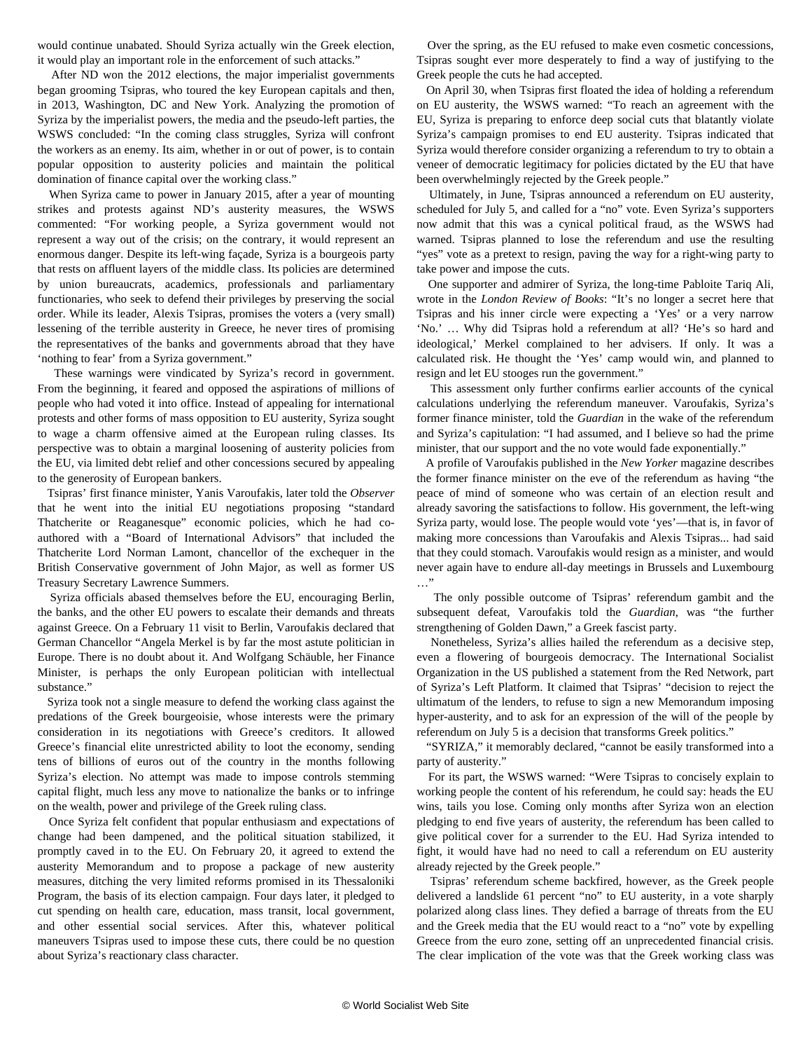would continue unabated. Should Syriza actually win the Greek election, it would play an important role in the enforcement of such attacks."

After ND won the 2012 elections, the major imperialist governments began grooming Tsipras, who toured the key European capitals and then, in 2013, Washington, DC and New York. Analyzing the promotion of Syriza by the imperialist powers, the media and the pseudo-left parties, the WSWS concluded: "In the coming class struggles, Syriza will confront the workers as an enemy. Its aim, whether in or out of power, is to contain popular opposition to austerity policies and maintain the political domination of finance capital over the working class."

When Syriza came to power in January 2015, after a year of mounting strikes and protests against ND's austerity measures, the WSWS commented: "For working people, a Syriza government would not represent a way out of the crisis; on the contrary, it would represent an enormous danger. Despite its left-wing façade, Syriza is a bourgeois party that rests on affluent layers of the middle class. Its policies are determined by union bureaucrats, academics, professionals and parliamentary functionaries, who seek to defend their privileges by preserving the social order. While its leader, Alexis Tsipras, promises the voters a (very small) lessening of the terrible austerity in Greece, he never tires of promising the representatives of the banks and governments abroad that they have 'nothing to fear' from a Syriza government."

These warnings were vindicated by Syriza's record in government. From the beginning, it feared and opposed the aspirations of millions of people who had voted it into office. Instead of appealing for international protests and other forms of mass opposition to EU austerity, Syriza sought to wage a charm offensive aimed at the European ruling classes. Its perspective was to obtain a marginal loosening of austerity policies from the EU, via limited debt relief and other concessions secured by appealing to the generosity of European bankers.

Tsipras' first finance minister, Yanis Varoufakis, later told the *Observer* that he went into the initial EU negotiations proposing "standard Thatcherite or Reaganesque" economic policies, which he had co-authored with a "Board of International Advisors" that included the Thatcherite Lord Norman Lamont, chancellor of the exchequer in the British Conservative government of John Major, as well as former US Treasury Secretary Lawrence Summers.

Syriza officials abased themselves before the EU, encouraging Berlin, the banks, and the other EU powers to escalate their demands and threats against Greece. On a February 11 visit to Berlin, Varoufakis declared that German Chancellor "Angela Merkel is by far the most astute politician in Europe. There is no doubt about it. And Wolfgang Schäuble, her Finance Minister, is perhaps the only European politician with intellectual substance."

Syriza took not a single measure to defend the working class against the predations of the Greek bourgeoisie, whose interests were the primary consideration in its negotiations with Greece's creditors. It allowed Greece's financial elite unrestricted ability to loot the economy, sending tens of billions of euros out of the country in the months following Syriza's election. No attempt was made to impose controls stemming capital flight, much less any move to nationalize the banks or to infringe on the wealth, power and privilege of the Greek ruling class.

Once Syriza felt confident that popular enthusiasm and expectations of change had been dampened, and the political situation stabilized, it promptly caved in to the EU. On February 20, it agreed to extend the austerity Memorandum and to propose a package of new austerity measures, ditching the very limited reforms promised in its Thessaloniki Program, the basis of its election campaign. Four days later, it pledged to cut spending on health care, education, mass transit, local government, and other essential social services. After this, whatever political maneuvers Tsipras used to impose these cuts, there could be no question about Syriza's reactionary class character.

Over the spring, as the EU refused to make even cosmetic concessions, Tsipras sought ever more desperately to find a way of justifying to the Greek people the cuts he had accepted.

On April 30, when Tsipras first floated the idea of holding a referendum on EU austerity, the WSWS warned: "To reach an agreement with the EU, Syriza is preparing to enforce deep social cuts that blatantly violate Syriza's campaign promises to end EU austerity. Tsipras indicated that Syriza would therefore consider organizing a referendum to try to obtain a veneer of democratic legitimacy for policies dictated by the EU that have been overwhelmingly rejected by the Greek people."

Ultimately, in June, Tsipras announced a referendum on EU austerity, scheduled for July 5, and called for a "no" vote. Even Syriza's supporters now admit that this was a cynical political fraud, as the WSWS had warned. Tsipras planned to lose the referendum and use the resulting "yes" vote as a pretext to resign, paving the way for a right-wing party to take power and impose the cuts.

One supporter and admirer of Syriza, the long-time Pabloite Tariq Ali, wrote in the *London Review of Books*: "It's no longer a secret here that Tsipras and his inner circle were expecting a 'Yes' or a very narrow 'No.' … Why did Tsipras hold a referendum at all? 'He's so hard and ideological,' Merkel complained to her advisers. If only. It was a calculated risk. He thought the 'Yes' camp would win, and planned to resign and let EU stooges run the government."

This assessment only further confirms earlier accounts of the cynical calculations underlying the referendum maneuver. Varoufakis, Syriza's former finance minister, told the *Guardian* in the wake of the referendum and Syriza's capitulation: "I had assumed, and I believe so had the prime minister, that our support and the no vote would fade exponentially."

A profile of Varoufakis published in the *New Yorker* magazine describes the former finance minister on the eve of the referendum as having "the peace of mind of someone who was certain of an election result and already savoring the satisfactions to follow. His government, the left-wing Syriza party, would lose. The people would vote 'yes'—that is, in favor of making more concessions than Varoufakis and Alexis Tsipras... had said that they could stomach. Varoufakis would resign as a minister, and would never again have to endure all-day meetings in Brussels and Luxembourg …"

The only possible outcome of Tsipras' referendum gambit and the subsequent defeat, Varoufakis told the *Guardian*, was "the further strengthening of Golden Dawn," a Greek fascist party.

Nonetheless, Syriza's allies hailed the referendum as a decisive step, even a flowering of bourgeois democracy. The International Socialist Organization in the US published a statement from the Red Network, part of Syriza's Left Platform. It claimed that Tsipras' "decision to reject the ultimatum of the lenders, to refuse to sign a new Memorandum imposing hyper-austerity, and to ask for an expression of the will of the people by referendum on July 5 is a decision that transforms Greek politics."

"SYRIZA," it memorably declared, "cannot be easily transformed into a party of austerity."

For its part, the WSWS warned: "Were Tsipras to concisely explain to working people the content of his referendum, he could say: heads the EU wins, tails you lose. Coming only months after Syriza won an election pledging to end five years of austerity, the referendum has been called to give political cover for a surrender to the EU. Had Syriza intended to fight, it would have had no need to call a referendum on EU austerity already rejected by the Greek people."

Tsipras' referendum scheme backfired, however, as the Greek people delivered a landslide 61 percent "no" to EU austerity, in a vote sharply polarized along class lines. They defied a barrage of threats from the EU and the Greek media that the EU would react to a "no" vote by expelling Greece from the euro zone, setting off an unprecedented financial crisis. The clear implication of the vote was that the Greek working class was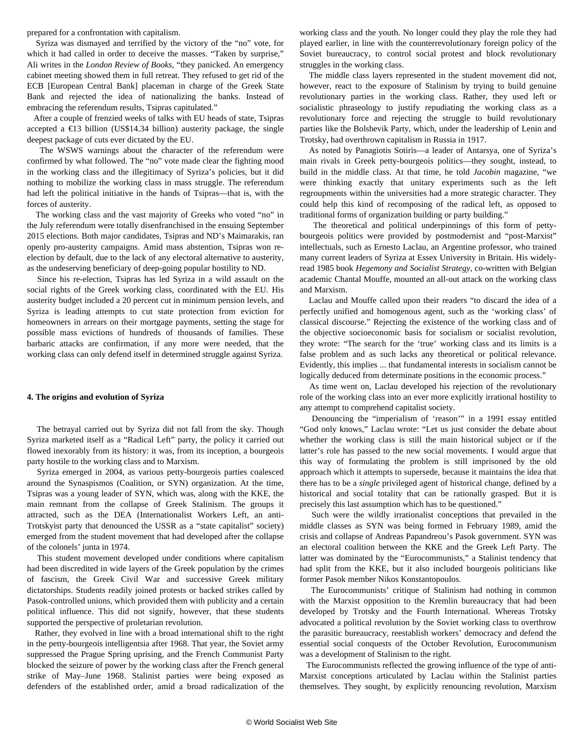prepared for a confrontation with capitalism.

Syriza was dismayed and terrified by the victory of the "no" vote, for which it had called in order to deceive the masses. "Taken by surprise," Ali writes in the *London Review of Books*, "they panicked. An emergency cabinet meeting showed them in full retreat. They refused to get rid of the ECB [European Central Bank] placeman in charge of the Greek State Bank and rejected the idea of nationalizing the banks. Instead of embracing the referendum results, Tsipras capitulated."

After a couple of frenzied weeks of talks with EU heads of state, Tsipras accepted a €13 billion (US$14.34 billion) austerity package, the single deepest package of cuts ever dictated by the EU.

The WSWS warnings about the character of the referendum were confirmed by what followed. The "no" vote made clear the fighting mood in the working class and the illegitimacy of Syriza's policies, but it did nothing to mobilize the working class in mass struggle. The referendum had left the political initiative in the hands of Tsipras—that is, with the forces of austerity.

The working class and the vast majority of Greeks who voted "no" in the July referendum were totally disenfranchised in the ensuing September 2015 elections. Both major candidates, Tsipras and ND's Maimarakis, ran openly pro-austerity campaigns. Amid mass abstention, Tsipras won re-election by default, due to the lack of any electoral alternative to austerity, as the undeserving beneficiary of deep-going popular hostility to ND.

Since his re-election, Tsipras has led Syriza in a wild assault on the social rights of the Greek working class, coordinated with the EU. His austerity budget included a 20 percent cut in minimum pension levels, and Syriza is leading attempts to cut state protection from eviction for homeowners in arrears on their mortgage payments, setting the stage for possible mass evictions of hundreds of thousands of families. These barbaric attacks are confirmation, if any more were needed, that the working class can only defend itself in determined struggle against Syriza.

**4. The origins and evolution of Syriza**

The betrayal carried out by Syriza did not fall from the sky. Though Syriza marketed itself as a "Radical Left" party, the policy it carried out flowed inexorably from its history: it was, from its inception, a bourgeois party hostile to the working class and to Marxism.

Syriza emerged in 2004, as various petty-bourgeois parties coalesced around the Synaspismos (Coalition, or SYN) organization. At the time, Tsipras was a young leader of SYN, which was, along with the KKE, the main remnant from the collapse of Greek Stalinism. The groups it attracted, such as the DEA (Internationalist Workers Left, an anti-Trotskyist party that denounced the USSR as a "state capitalist" society) emerged from the student movement that had developed after the collapse of the colonels' junta in 1974.

This student movement developed under conditions where capitalism had been discredited in wide layers of the Greek population by the crimes of fascism, the Greek Civil War and successive Greek military dictatorships. Students readily joined protests or backed strikes called by Pasok-controlled unions, which provided them with publicity and a certain political influence. This did not signify, however, that these students supported the perspective of proletarian revolution.

Rather, they evolved in line with a broad international shift to the right in the petty-bourgeois intelligentsia after 1968. That year, the Soviet army suppressed the Prague Spring uprising, and the French Communist Party blocked the seizure of power by the working class after the French general strike of May–June 1968. Stalinist parties were being exposed as defenders of the established order, amid a broad radicalization of the working class and the youth. No longer could they play the role they had played earlier, in line with the counterrevolutionary foreign policy of the Soviet bureaucracy, to control social protest and block revolutionary struggles in the working class.

The middle class layers represented in the student movement did not, however, react to the exposure of Stalinism by trying to build genuine revolutionary parties in the working class. Rather, they used left or socialistic phraseology to justify repudiating the working class as a revolutionary force and rejecting the struggle to build revolutionary parties like the Bolshevik Party, which, under the leadership of Lenin and Trotsky, had overthrown capitalism in Russia in 1917.

As noted by Panagiotis Sotiris—a leader of Antarsya, one of Syriza's main rivals in Greek petty-bourgeois politics—they sought, instead, to build in the middle class. At that time, he told *Jacobin* magazine, "we were thinking exactly that unitary experiments such as the left regroupments within the universities had a more strategic character. They could help this kind of recomposing of the radical left, as opposed to traditional forms of organization building or party building."

The theoretical and political underpinnings of this form of petty-bourgeois politics were provided by postmodernist and "post-Marxist" intellectuals, such as Ernesto Laclau, an Argentine professor, who trained many current leaders of Syriza at Essex University in Britain. His widely-read 1985 book *Hegemony and Socialist Strategy*, co-written with Belgian academic Chantal Mouffe, mounted an all-out attack on the working class and Marxism.

Laclau and Mouffe called upon their readers "to discard the idea of a perfectly unified and homogenous agent, such as the 'working class' of classical discourse." Rejecting the existence of the working class and of the objective socioeconomic basis for socialism or socialist revolution, they wrote: "The search for the 'true' working class and its limits is a false problem and as such lacks any theoretical or political relevance. Evidently, this implies ... that fundamental interests in socialism cannot be logically deduced from determinate positions in the economic process."

As time went on, Laclau developed his rejection of the revolutionary role of the working class into an ever more explicitly irrational hostility to any attempt to comprehend capitalist society.

Denouncing the "imperialism of 'reason'" in a 1991 essay entitled "God only knows," Laclau wrote: "Let us just consider the debate about whether the working class is still the main historical subject or if the latter's role has passed to the new social movements. I would argue that this way of formulating the problem is still imprisoned by the old approach which it attempts to supersede, because it maintains the idea that there has to be a *single* privileged agent of historical change, defined by a historical and social totality that can be rationally grasped. But it is precisely this last assumption which has to be questioned."

Such were the wildly irrationalist conceptions that prevailed in the middle classes as SYN was being formed in February 1989, amid the crisis and collapse of Andreas Papandreou's Pasok government. SYN was an electoral coalition between the KKE and the Greek Left Party. The latter was dominated by the "Eurocommunists," a Stalinist tendency that had split from the KKE, but it also included bourgeois politicians like former Pasok member Nikos Konstantopoulos.

The Eurocommunists' critique of Stalinism had nothing in common with the Marxist opposition to the Kremlin bureaucracy that had been developed by Trotsky and the Fourth International. Whereas Trotsky advocated a political revolution by the Soviet working class to overthrow the parasitic bureaucracy, reestablish workers' democracy and defend the essential social conquests of the October Revolution, Eurocommunism was a development of Stalinism to the right.

The Eurocommunists reflected the growing influence of the type of anti-Marxist conceptions articulated by Laclau within the Stalinist parties themselves. They sought, by explicitly renouncing revolution, Marxism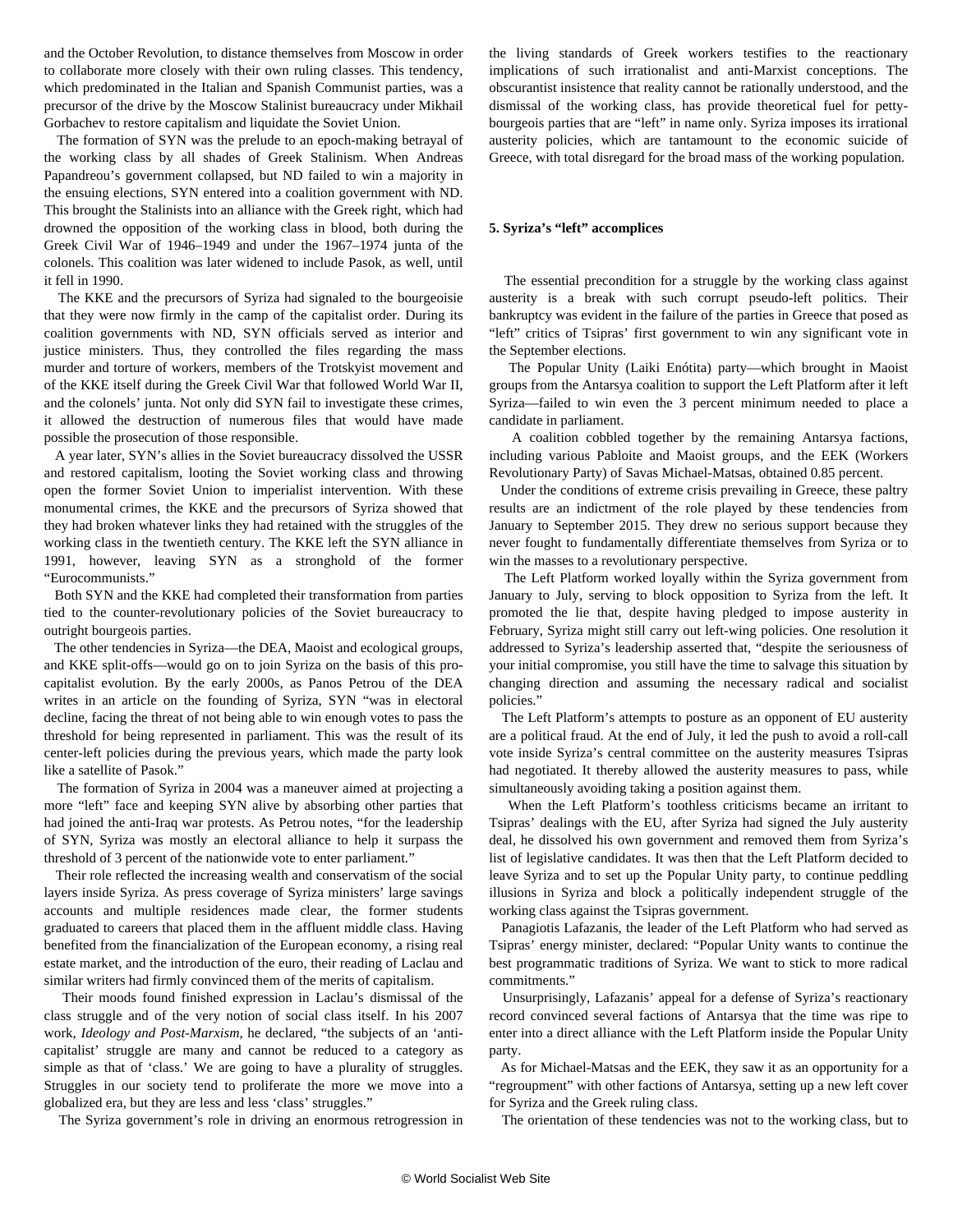and the October Revolution, to distance themselves from Moscow in order to collaborate more closely with their own ruling classes. This tendency, which predominated in the Italian and Spanish Communist parties, was a precursor of the drive by the Moscow Stalinist bureaucracy under Mikhail Gorbachev to restore capitalism and liquidate the Soviet Union.

The formation of SYN was the prelude to an epoch-making betrayal of the working class by all shades of Greek Stalinism. When Andreas Papandreou's government collapsed, but ND failed to win a majority in the ensuing elections, SYN entered into a coalition government with ND. This brought the Stalinists into an alliance with the Greek right, which had drowned the opposition of the working class in blood, both during the Greek Civil War of 1946–1949 and under the 1967–1974 junta of the colonels. This coalition was later widened to include Pasok, as well, until it fell in 1990.

The KKE and the precursors of Syriza had signaled to the bourgeoisie that they were now firmly in the camp of the capitalist order. During its coalition governments with ND, SYN officials served as interior and justice ministers. Thus, they controlled the files regarding the mass murder and torture of workers, members of the Trotskyist movement and of the KKE itself during the Greek Civil War that followed World War II, and the colonels' junta. Not only did SYN fail to investigate these crimes, it allowed the destruction of numerous files that would have made possible the prosecution of those responsible.

A year later, SYN's allies in the Soviet bureaucracy dissolved the USSR and restored capitalism, looting the Soviet working class and throwing open the former Soviet Union to imperialist intervention. With these monumental crimes, the KKE and the precursors of Syriza showed that they had broken whatever links they had retained with the struggles of the working class in the twentieth century. The KKE left the SYN alliance in 1991, however, leaving SYN as a stronghold of the former "Eurocommunists."

Both SYN and the KKE had completed their transformation from parties tied to the counter-revolutionary policies of the Soviet bureaucracy to outright bourgeois parties.

The other tendencies in Syriza—the DEA, Maoist and ecological groups, and KKE split-offs—would go on to join Syriza on the basis of this pro-capitalist evolution. By the early 2000s, as Panos Petrou of the DEA writes in an article on the founding of Syriza, SYN "was in electoral decline, facing the threat of not being able to win enough votes to pass the threshold for being represented in parliament. This was the result of its center-left policies during the previous years, which made the party look like a satellite of Pasok."

The formation of Syriza in 2004 was a maneuver aimed at projecting a more "left" face and keeping SYN alive by absorbing other parties that had joined the anti-Iraq war protests. As Petrou notes, "for the leadership of SYN, Syriza was mostly an electoral alliance to help it surpass the threshold of 3 percent of the nationwide vote to enter parliament."

Their role reflected the increasing wealth and conservatism of the social layers inside Syriza. As press coverage of Syriza ministers' large savings accounts and multiple residences made clear, the former students graduated to careers that placed them in the affluent middle class. Having benefited from the financialization of the European economy, a rising real estate market, and the introduction of the euro, their reading of Laclau and similar writers had firmly convinced them of the merits of capitalism.

Their moods found finished expression in Laclau's dismissal of the class struggle and of the very notion of social class itself. In his 2007 work, *Ideology and Post-Marxism*, he declared, "the subjects of an 'anti-capitalist' struggle are many and cannot be reduced to a category as simple as that of 'class.' We are going to have a plurality of struggles. Struggles in our society tend to proliferate the more we move into a globalized era, but they are less and less 'class' struggles."

The Syriza government's role in driving an enormous retrogression in the living standards of Greek workers testifies to the reactionary implications of such irrationalist and anti-Marxist conceptions. The obscurantist insistence that reality cannot be rationally understood, and the dismissal of the working class, has provide theoretical fuel for petty-bourgeois parties that are "left" in name only. Syriza imposes its irrational austerity policies, which are tantamount to the economic suicide of Greece, with total disregard for the broad mass of the working population.

**5. Syriza's "left" accomplices**

The essential precondition for a struggle by the working class against austerity is a break with such corrupt pseudo-left politics. Their bankruptcy was evident in the failure of the parties in Greece that posed as "left" critics of Tsipras' first government to win any significant vote in the September elections.

The Popular Unity (Laiki Enótita) party—which brought in Maoist groups from the Antarsya coalition to support the Left Platform after it left Syriza—failed to win even the 3 percent minimum needed to place a candidate in parliament.

A coalition cobbled together by the remaining Antarsya factions, including various Pabloite and Maoist groups, and the EEK (Workers Revolutionary Party) of Savas Michael-Matsas, obtained 0.85 percent.

Under the conditions of extreme crisis prevailing in Greece, these paltry results are an indictment of the role played by these tendencies from January to September 2015. They drew no serious support because they never fought to fundamentally differentiate themselves from Syriza or to win the masses to a revolutionary perspective.

The Left Platform worked loyally within the Syriza government from January to July, serving to block opposition to Syriza from the left. It promoted the lie that, despite having pledged to impose austerity in February, Syriza might still carry out left-wing policies. One resolution it addressed to Syriza's leadership asserted that, "despite the seriousness of your initial compromise, you still have the time to salvage this situation by changing direction and assuming the necessary radical and socialist policies."

The Left Platform's attempts to posture as an opponent of EU austerity are a political fraud. At the end of July, it led the push to avoid a roll-call vote inside Syriza's central committee on the austerity measures Tsipras had negotiated. It thereby allowed the austerity measures to pass, while simultaneously avoiding taking a position against them.

When the Left Platform's toothless criticisms became an irritant to Tsipras' dealings with the EU, after Syriza had signed the July austerity deal, he dissolved his own government and removed them from Syriza's list of legislative candidates. It was then that the Left Platform decided to leave Syriza and to set up the Popular Unity party, to continue peddling illusions in Syriza and block a politically independent struggle of the working class against the Tsipras government.

Panagiotis Lafazanis, the leader of the Left Platform who had served as Tsipras' energy minister, declared: "Popular Unity wants to continue the best programmatic traditions of Syriza. We want to stick to more radical commitments."

Unsurprisingly, Lafazanis' appeal for a defense of Syriza's reactionary record convinced several factions of Antarsya that the time was ripe to enter into a direct alliance with the Left Platform inside the Popular Unity party.

As for Michael-Matsas and the EEK, they saw it as an opportunity for a "regroupment" with other factions of Antarsya, setting up a new left cover for Syriza and the Greek ruling class.

The orientation of these tendencies was not to the working class, but to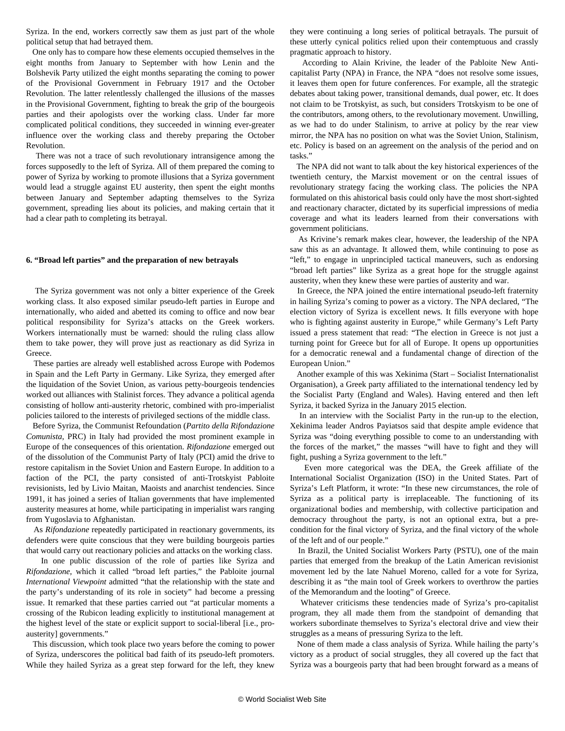Syriza. In the end, workers correctly saw them as just part of the whole political setup that had betrayed them.

One only has to compare how these elements occupied themselves in the eight months from January to September with how Lenin and the Bolshevik Party utilized the eight months separating the coming to power of the Provisional Government in February 1917 and the October Revolution. The latter relentlessly challenged the illusions of the masses in the Provisional Government, fighting to break the grip of the bourgeois parties and their apologists over the working class. Under far more complicated political conditions, they succeeded in winning ever-greater influence over the working class and thereby preparing the October Revolution.

There was not a trace of such revolutionary intransigence among the forces supposedly to the left of Syriza. All of them prepared the coming to power of Syriza by working to promote illusions that a Syriza government would lead a struggle against EU austerity, then spent the eight months between January and September adapting themselves to the Syriza government, spreading lies about its policies, and making certain that it had a clear path to completing its betrayal.

**6. "Broad left parties" and the preparation of new betrayals**

The Syriza government was not only a bitter experience of the Greek working class. It also exposed similar pseudo-left parties in Europe and internationally, who aided and abetted its coming to office and now bear political responsibility for Syriza's attacks on the Greek workers. Workers internationally must be warned: should the ruling class allow them to take power, they will prove just as reactionary as did Syriza in Greece.

These parties are already well established across Europe with Podemos in Spain and the Left Party in Germany. Like Syriza, they emerged after the liquidation of the Soviet Union, as various petty-bourgeois tendencies worked out alliances with Stalinist forces. They advance a political agenda consisting of hollow anti-austerity rhetoric, combined with pro-imperialist policies tailored to the interests of privileged sections of the middle class.

Before Syriza, the Communist Refoundation (*Partito della Rifondazione Comunista*, PRC) in Italy had provided the most prominent example in Europe of the consequences of this orientation. *Rifondazione* emerged out of the dissolution of the Communist Party of Italy (PCI) amid the drive to restore capitalism in the Soviet Union and Eastern Europe. In addition to a faction of the PCI, the party consisted of anti-Trotskyist Pabloite revisionists, led by Livio Maitan, Maoists and anarchist tendencies. Since 1991, it has joined a series of Italian governments that have implemented austerity measures at home, while participating in imperialist wars ranging from Yugoslavia to Afghanistan.

As *Rifondazione* repeatedly participated in reactionary governments, its defenders were quite conscious that they were building bourgeois parties that would carry out reactionary policies and attacks on the working class.

In one public discussion of the role of parties like Syriza and *Rifondazione*, which it called "broad left parties," the Pabloite journal *International Viewpoint* admitted "that the relationship with the state and the party's understanding of its role in society" had become a pressing issue. It remarked that these parties carried out "at particular moments a crossing of the Rubicon leading explicitly to institutional management at the highest level of the state or explicit support to social-liberal [i.e., pro-austerity] governments."

This discussion, which took place two years before the coming to power of Syriza, underscores the political bad faith of its pseudo-left promoters. While they hailed Syriza as a great step forward for the left, they knew they were continuing a long series of political betrayals. The pursuit of these utterly cynical politics relied upon their contemptuous and crassly pragmatic approach to history.

According to Alain Krivine, the leader of the Pabloite New Anti-capitalist Party (NPA) in France, the NPA "does not resolve some issues, it leaves them open for future conferences. For example, all the strategic debates about taking power, transitional demands, dual power, etc. It does not claim to be Trotskyist, as such, but considers Trotskyism to be one of the contributors, among others, to the revolutionary movement. Unwilling, as we had to do under Stalinism, to arrive at policy by the rear view mirror, the NPA has no position on what was the Soviet Union, Stalinism, etc. Policy is based on an agreement on the analysis of the period and on tasks."

The NPA did not want to talk about the key historical experiences of the twentieth century, the Marxist movement or on the central issues of revolutionary strategy facing the working class. The policies the NPA formulated on this ahistorical basis could only have the most short-sighted and reactionary character, dictated by its superficial impressions of media coverage and what its leaders learned from their conversations with government politicians.

As Krivine's remark makes clear, however, the leadership of the NPA saw this as an advantage. It allowed them, while continuing to pose as "left," to engage in unprincipled tactical maneuvers, such as endorsing "broad left parties" like Syriza as a great hope for the struggle against austerity, when they knew these were parties of austerity and war.

In Greece, the NPA joined the entire international pseudo-left fraternity in hailing Syriza's coming to power as a victory. The NPA declared, "The election victory of Syriza is excellent news. It fills everyone with hope who is fighting against austerity in Europe," while Germany's Left Party issued a press statement that read: "The election in Greece is not just a turning point for Greece but for all of Europe. It opens up opportunities for a democratic renewal and a fundamental change of direction of the European Union."

Another example of this was Xekinima (Start – Socialist Internationalist Organisation), a Greek party affiliated to the international tendency led by the Socialist Party (England and Wales). Having entered and then left Syriza, it backed Syriza in the January 2015 election.

In an interview with the Socialist Party in the run-up to the election, Xekinima leader Andros Payiatsos said that despite ample evidence that Syriza was "doing everything possible to come to an understanding with the forces of the market," the masses "will have to fight and they will fight, pushing a Syriza government to the left."

Even more categorical was the DEA, the Greek affiliate of the International Socialist Organization (ISO) in the United States. Part of Syriza's Left Platform, it wrote: "In these new circumstances, the role of Syriza as a political party is irreplaceable. The functioning of its organizational bodies and membership, with collective participation and democracy throughout the party, is not an optional extra, but a pre-condition for the final victory of Syriza, and the final victory of the whole of the left and of our people."

In Brazil, the United Socialist Workers Party (PSTU), one of the main parties that emerged from the breakup of the Latin American revisionist movement led by the late Nahuel Moreno, called for a vote for Syriza, describing it as "the main tool of Greek workers to overthrow the parties of the Memorandum and the looting" of Greece.

Whatever criticisms these tendencies made of Syriza's pro-capitalist program, they all made them from the standpoint of demanding that workers subordinate themselves to Syriza's electoral drive and view their struggles as a means of pressuring Syriza to the left.

None of them made a class analysis of Syriza. While hailing the party's victory as a product of social struggles, they all covered up the fact that Syriza was a bourgeois party that had been brought forward as a means of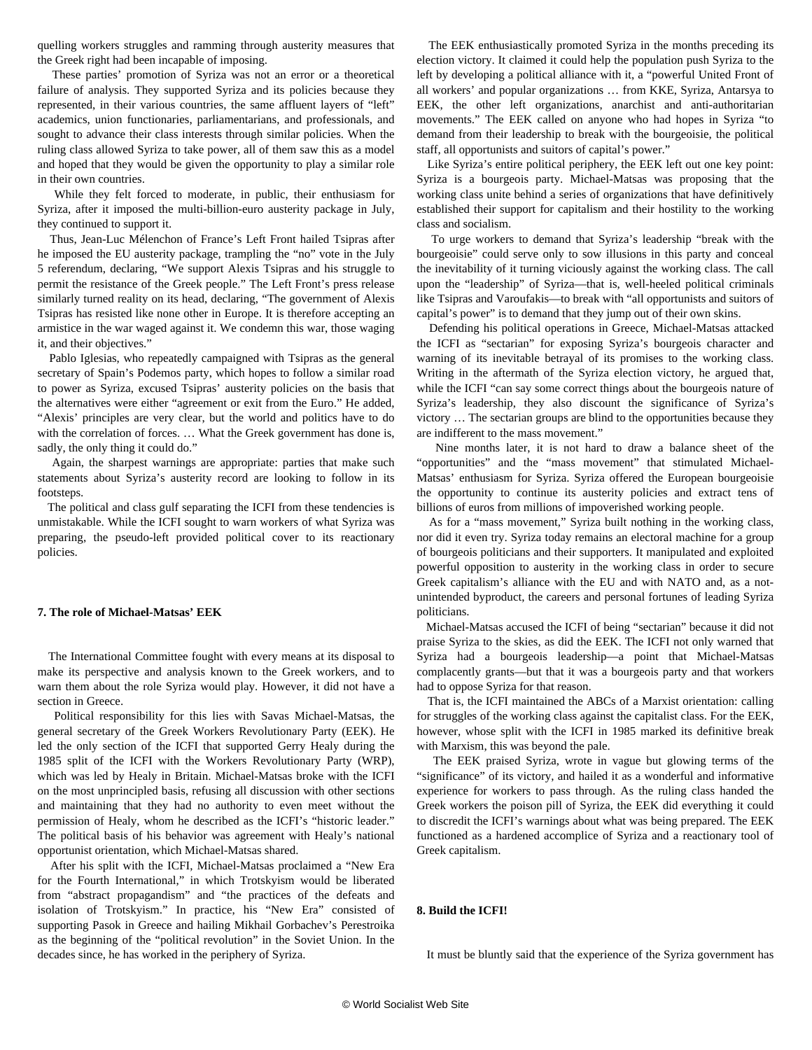quelling workers struggles and ramming through austerity measures that the Greek right had been incapable of imposing.

These parties' promotion of Syriza was not an error or a theoretical failure of analysis. They supported Syriza and its policies because they represented, in their various countries, the same affluent layers of "left" academics, union functionaries, parliamentarians, and professionals, and sought to advance their class interests through similar policies. When the ruling class allowed Syriza to take power, all of them saw this as a model and hoped that they would be given the opportunity to play a similar role in their own countries.

While they felt forced to moderate, in public, their enthusiasm for Syriza, after it imposed the multi-billion-euro austerity package in July, they continued to support it.

Thus, Jean-Luc Mélenchon of France's Left Front hailed Tsipras after he imposed the EU austerity package, trampling the "no" vote in the July 5 referendum, declaring, "We support Alexis Tsipras and his struggle to permit the resistance of the Greek people." The Left Front's press release similarly turned reality on its head, declaring, "The government of Alexis Tsipras has resisted like none other in Europe. It is therefore accepting an armistice in the war waged against it. We condemn this war, those waging it, and their objectives."

Pablo Iglesias, who repeatedly campaigned with Tsipras as the general secretary of Spain's Podemos party, which hopes to follow a similar road to power as Syriza, excused Tsipras' austerity policies on the basis that the alternatives were either "agreement or exit from the Euro." He added, "Alexis' principles are very clear, but the world and politics have to do with the correlation of forces. … What the Greek government has done is, sadly, the only thing it could do."

Again, the sharpest warnings are appropriate: parties that make such statements about Syriza's austerity record are looking to follow in its footsteps.

The political and class gulf separating the ICFI from these tendencies is unmistakable. While the ICFI sought to warn workers of what Syriza was preparing, the pseudo-left provided political cover to its reactionary policies.

**7. The role of Michael-Matsas' EEK**

The International Committee fought with every means at its disposal to make its perspective and analysis known to the Greek workers, and to warn them about the role Syriza would play. However, it did not have a section in Greece.

Political responsibility for this lies with Savas Michael-Matsas, the general secretary of the Greek Workers Revolutionary Party (EEK). He led the only section of the ICFI that supported Gerry Healy during the 1985 split of the ICFI with the Workers Revolutionary Party (WRP), which was led by Healy in Britain. Michael-Matsas broke with the ICFI on the most unprincipled basis, refusing all discussion with other sections and maintaining that they had no authority to even meet without the permission of Healy, whom he described as the ICFI's "historic leader." The political basis of his behavior was agreement with Healy's national opportunist orientation, which Michael-Matsas shared.

After his split with the ICFI, Michael-Matsas proclaimed a "New Era for the Fourth International," in which Trotskyism would be liberated from "abstract propagandism" and "the practices of the defeats and isolation of Trotskyism." In practice, his "New Era" consisted of supporting Pasok in Greece and hailing Mikhail Gorbachev's Perestroika as the beginning of the "political revolution" in the Soviet Union. In the decades since, he has worked in the periphery of Syriza.

The EEK enthusiastically promoted Syriza in the months preceding its election victory. It claimed it could help the population push Syriza to the left by developing a political alliance with it, a "powerful United Front of all workers' and popular organizations … from KKE, Syriza, Antarsya to EEK, the other left organizations, anarchist and anti-authoritarian movements." The EEK called on anyone who had hopes in Syriza "to demand from their leadership to break with the bourgeoisie, the political staff, all opportunists and suitors of capital's power."

Like Syriza's entire political periphery, the EEK left out one key point: Syriza is a bourgeois party. Michael-Matsas was proposing that the working class unite behind a series of organizations that have definitively established their support for capitalism and their hostility to the working class and socialism.

To urge workers to demand that Syriza's leadership "break with the bourgeoisie" could serve only to sow illusions in this party and conceal the inevitability of it turning viciously against the working class. The call upon the "leadership" of Syriza—that is, well-heeled political criminals like Tsipras and Varoufakis—to break with "all opportunists and suitors of capital's power" is to demand that they jump out of their own skins.

Defending his political operations in Greece, Michael-Matsas attacked the ICFI as "sectarian" for exposing Syriza's bourgeois character and warning of its inevitable betrayal of its promises to the working class. Writing in the aftermath of the Syriza election victory, he argued that, while the ICFI "can say some correct things about the bourgeois nature of Syriza's leadership, they also discount the significance of Syriza's victory … The sectarian groups are blind to the opportunities because they are indifferent to the mass movement."

Nine months later, it is not hard to draw a balance sheet of the "opportunities" and the "mass movement" that stimulated Michael-Matsas' enthusiasm for Syriza. Syriza offered the European bourgeoisie the opportunity to continue its austerity policies and extract tens of billions of euros from millions of impoverished working people.

As for a "mass movement," Syriza built nothing in the working class, nor did it even try. Syriza today remains an electoral machine for a group of bourgeois politicians and their supporters. It manipulated and exploited powerful opposition to austerity in the working class in order to secure Greek capitalism's alliance with the EU and with NATO and, as a not-unintended byproduct, the careers and personal fortunes of leading Syriza politicians.

Michael-Matsas accused the ICFI of being "sectarian" because it did not praise Syriza to the skies, as did the EEK. The ICFI not only warned that Syriza had a bourgeois leadership—a point that Michael-Matsas complacently grants—but that it was a bourgeois party and that workers had to oppose Syriza for that reason.

That is, the ICFI maintained the ABCs of a Marxist orientation: calling for struggles of the working class against the capitalist class. For the EEK, however, whose split with the ICFI in 1985 marked its definitive break with Marxism, this was beyond the pale.

The EEK praised Syriza, wrote in vague but glowing terms of the "significance" of its victory, and hailed it as a wonderful and informative experience for workers to pass through. As the ruling class handed the Greek workers the poison pill of Syriza, the EEK did everything it could to discredit the ICFI's warnings about what was being prepared. The EEK functioned as a hardened accomplice of Syriza and a reactionary tool of Greek capitalism.

**8. Build the ICFI!**

It must be bluntly said that the experience of the Syriza government has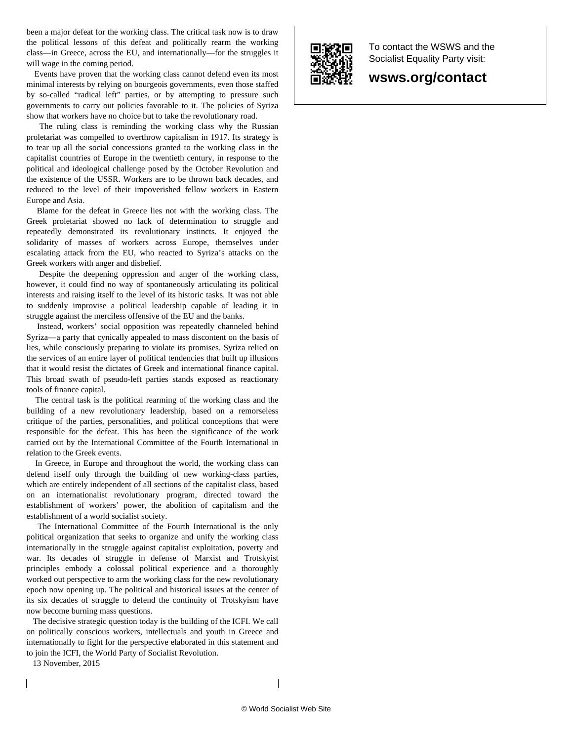been a major defeat for the working class. The critical task now is to draw the political lessons of this defeat and politically rearm the working class—in Greece, across the EU, and internationally—for the struggles it will wage in the coming period.

Events have proven that the working class cannot defend even its most minimal interests by relying on bourgeois governments, even those staffed by so-called "radical left" parties, or by attempting to pressure such governments to carry out policies favorable to it. The policies of Syriza show that workers have no choice but to take the revolutionary road.

The ruling class is reminding the working class why the Russian proletariat was compelled to overthrow capitalism in 1917. Its strategy is to tear up all the social concessions granted to the working class in the capitalist countries of Europe in the twentieth century, in response to the political and ideological challenge posed by the October Revolution and the existence of the USSR. Workers are to be thrown back decades, and reduced to the level of their impoverished fellow workers in Eastern Europe and Asia.

Blame for the defeat in Greece lies not with the working class. The Greek proletariat showed no lack of determination to struggle and repeatedly demonstrated its revolutionary instincts. It enjoyed the solidarity of masses of workers across Europe, themselves under escalating attack from the EU, who reacted to Syriza's attacks on the Greek workers with anger and disbelief.

Despite the deepening oppression and anger of the working class, however, it could find no way of spontaneously articulating its political interests and raising itself to the level of its historic tasks. It was not able to suddenly improvise a political leadership capable of leading it in struggle against the merciless offensive of the EU and the banks.

Instead, workers' social opposition was repeatedly channeled behind Syriza—a party that cynically appealed to mass discontent on the basis of lies, while consciously preparing to violate its promises. Syriza relied on the services of an entire layer of political tendencies that built up illusions that it would resist the dictates of Greek and international finance capital. This broad swath of pseudo-left parties stands exposed as reactionary tools of finance capital.

The central task is the political rearming of the working class and the building of a new revolutionary leadership, based on a remorseless critique of the parties, personalities, and political conceptions that were responsible for the defeat. This has been the significance of the work carried out by the International Committee of the Fourth International in relation to the Greek events.

In Greece, in Europe and throughout the world, the working class can defend itself only through the building of new working-class parties, which are entirely independent of all sections of the capitalist class, based on an internationalist revolutionary program, directed toward the establishment of workers' power, the abolition of capitalism and the establishment of a world socialist society.

The International Committee of the Fourth International is the only political organization that seeks to organize and unify the working class internationally in the struggle against capitalist exploitation, poverty and war. Its decades of struggle in defense of Marxist and Trotskyist principles embody a colossal political experience and a thoroughly worked out perspective to arm the working class for the new revolutionary epoch now opening up. The political and historical issues at the center of its six decades of struggle to defend the continuity of Trotskyism have now become burning mass questions.

The decisive strategic question today is the building of the ICFI. We call on politically conscious workers, intellectuals and youth in Greece and internationally to fight for the perspective elaborated in this statement and to join the ICFI, the World Party of Socialist Revolution.

13 November, 2015

To contact the WSWS and the Socialist Equality Party visit:

**wsws.org/contact**

© World Socialist Web Site